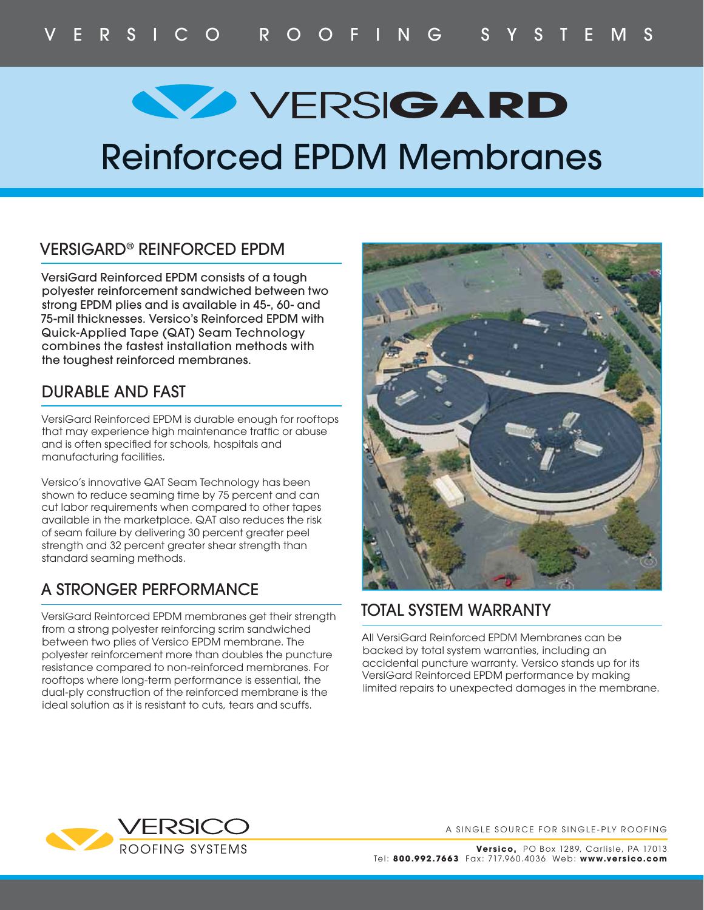VERSICO ROOFING SYSTEMS

# VERSIGARD Reinforced EPDM Membranes

## VERSIGARD® REINFORCED EPDM

VersiGard Reinforced EPDM consists of a tough polyester reinforcement sandwiched between two strong EPDM plies and is available in 45-, 60- and 75-mil thicknesses. Versico's Reinforced EPDM with Quick-Applied Tape (QAT) Seam Technology combines the fastest installation methods with the toughest reinforced membranes.

## DURABLE AND FAST

VersiGard Reinforced EPDM is durable enough for rooftops that may experience high maintenance traffic or abuse and is often specified for schools, hospitals and manufacturing facilities.

Versico's innovative QAT Seam Technology has been shown to reduce seaming time by 75 percent and can cut labor requirements when compared to other tapes available in the marketplace. QAT also reduces the risk of seam failure by delivering 30 percent greater peel strength and 32 percent greater shear strength than standard seaming methods.

## A STRONGER PERFORMANCE

VersiGard Reinforced EPDM membranes get their strength from a strong polyester reinforcing scrim sandwiched between two plies of Versico EPDM membrane. The polyester reinforcement more than doubles the puncture resistance compared to non-reinforced membranes. For rooftops where long-term performance is essential, the dual-ply construction of the reinforced membrane is the ideal solution as it is resistant to cuts, tears and scuffs.

## TOTAL SYSTEM WARRANTY

All VersiGard Reinforced EPDM Membranes can be backed by total system warranties, including an accidental puncture warranty. Versico stands up for its VersiGard Reinforced EPDM performance by making limited repairs to unexpected damages in the membrane.

VERSICO ROOFING SYSTEMS

A SINGLE SOURCE FOR SINGLE-PLY ROOFING

**Versico,** PO Box 1289, Carlisle, PA 17013
Tel: **800.992.7663** Fax: 717.960.4036 Web: **www.versico.com**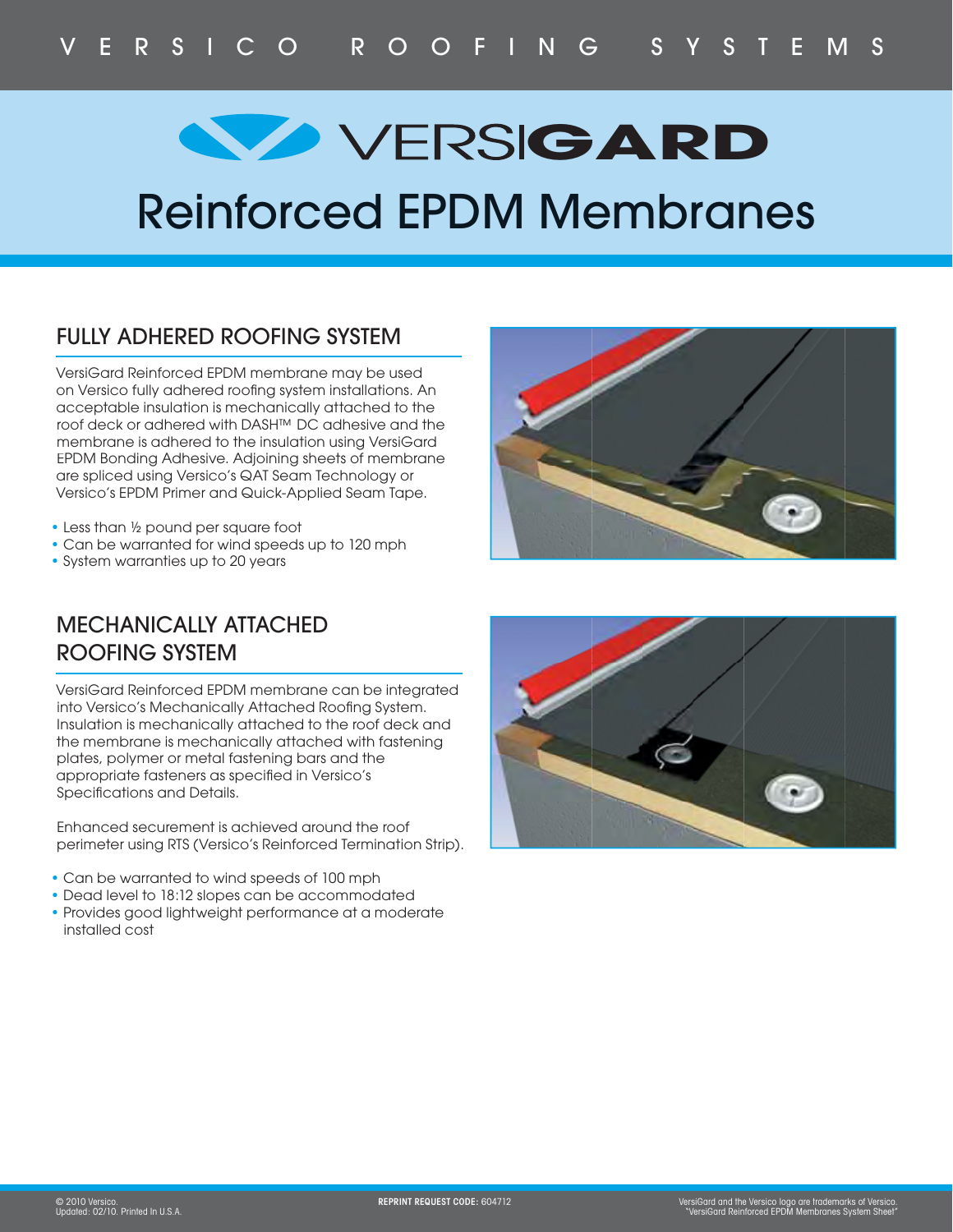VERSICO ROOFING SYSTEMS

# VERSIGARD

# Reinforced EPDM Membranes

## FULLY ADHERED ROOFING SYSTEM

VersiGard Reinforced EPDM membrane may be used on Versico fully adhered roofing system installations. An acceptable insulation is mechanically attached to the roof deck or adhered with DASH™ DC adhesive and the membrane is adhered to the insulation using VersiGard EPDM Bonding Adhesive. Adjoining sheets of membrane are spliced using Versico's QAT Seam Technology or Versico's EPDM Primer and Quick-Applied Seam Tape.

- Less than ½ pound per square foot
- Can be warranted for wind speeds up to 120 mph
- System warranties up to 20 years

## MECHANICALLY ATTACHED ROOFING SYSTEM

VersiGard Reinforced EPDM membrane can be integrated into Versico's Mechanically Attached Roofing System. Insulation is mechanically attached to the roof deck and the membrane is mechanically attached with fastening plates, polymer or metal fastening bars and the appropriate fasteners as specified in Versico's Specifications and Details.

Enhanced securement is achieved around the roof perimeter using RTS (Versico's Reinforced Termination Strip).

- Can be warranted to wind speeds of 100 mph
- Dead level to 18:12 slopes can be accommodated
- Provides good lightweight performance at a moderate installed cost

© 2010 Versico.
Updated: 02/10. Printed In U.S.A.

**REPRINT REQUEST CODE:** 604712

VersiGard and the Versico logo are trademarks of Versico.
"VersiGard Reinforced EPDM Membranes System Sheet"